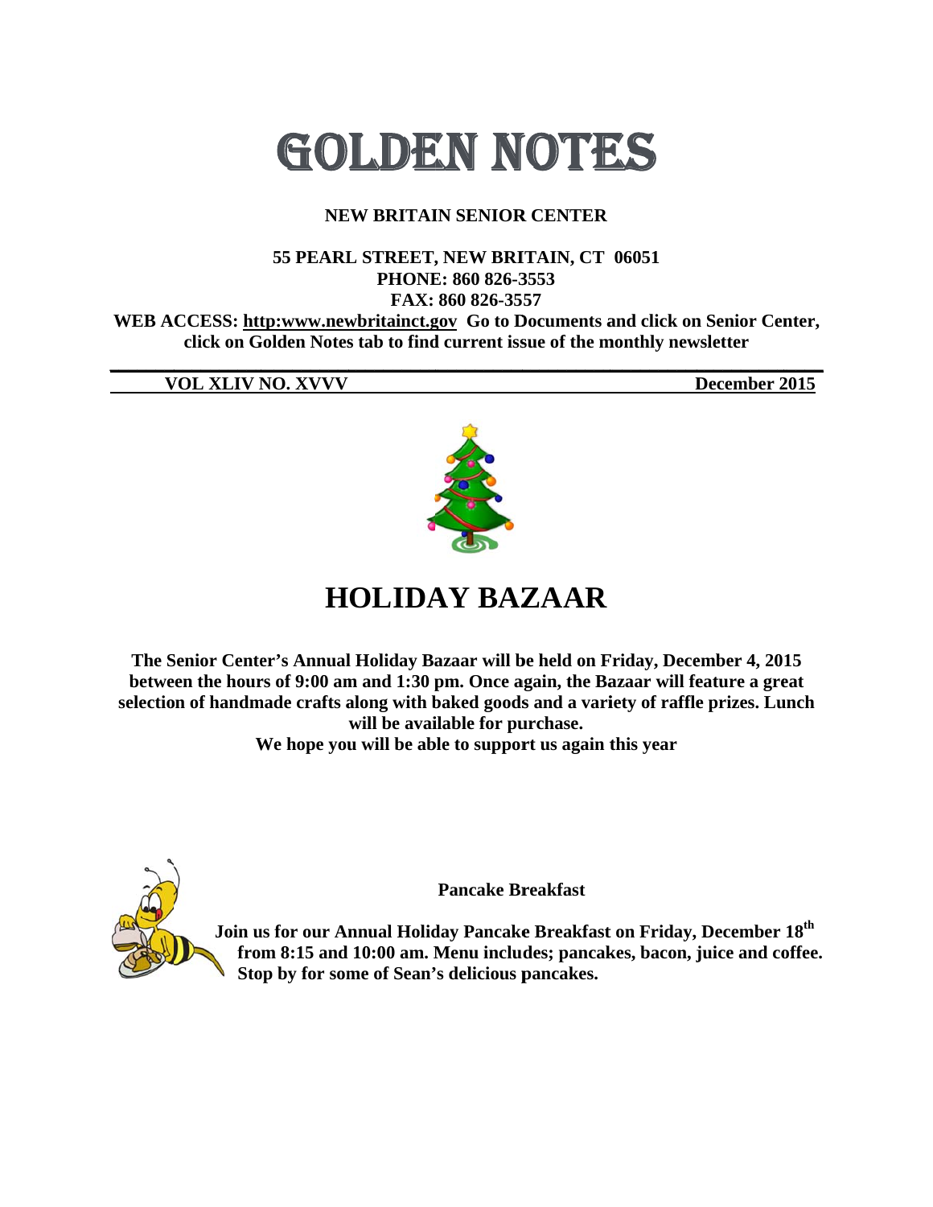# GOLDEN NOTES

**NEW BRITAIN SENIOR CENTER**

**55 PEARL STREET, NEW BRITAIN, CT 06051**
**PHONE: 860 826-3553**
**FAX: 860 826-3557**
**WEB ACCESS: http:www.newbritainct.gov Go to Documents and click on Senior Center, click on Golden Notes tab to find current issue of the monthly newsletter**

**VOL XLIV NO. XVVV** **December 2015**

## HOLIDAY BAZAAR

**The Senior Center's Annual Holiday Bazaar will be held on Friday, December 4, 2015 between the hours of 9:00 am and 1:30 pm. Once again, the Bazaar will feature a great selection of handmade crafts along with baked goods and a variety of raffle prizes. Lunch will be available for purchase.**
**We hope you will be able to support us again this year**

**Pancake Breakfast**

**Join us for our Annual Holiday Pancake Breakfast on Friday, December 18th from 8:15 and 10:00 am. Menu includes; pancakes, bacon, juice and coffee. Stop by for some of Sean's delicious pancakes.**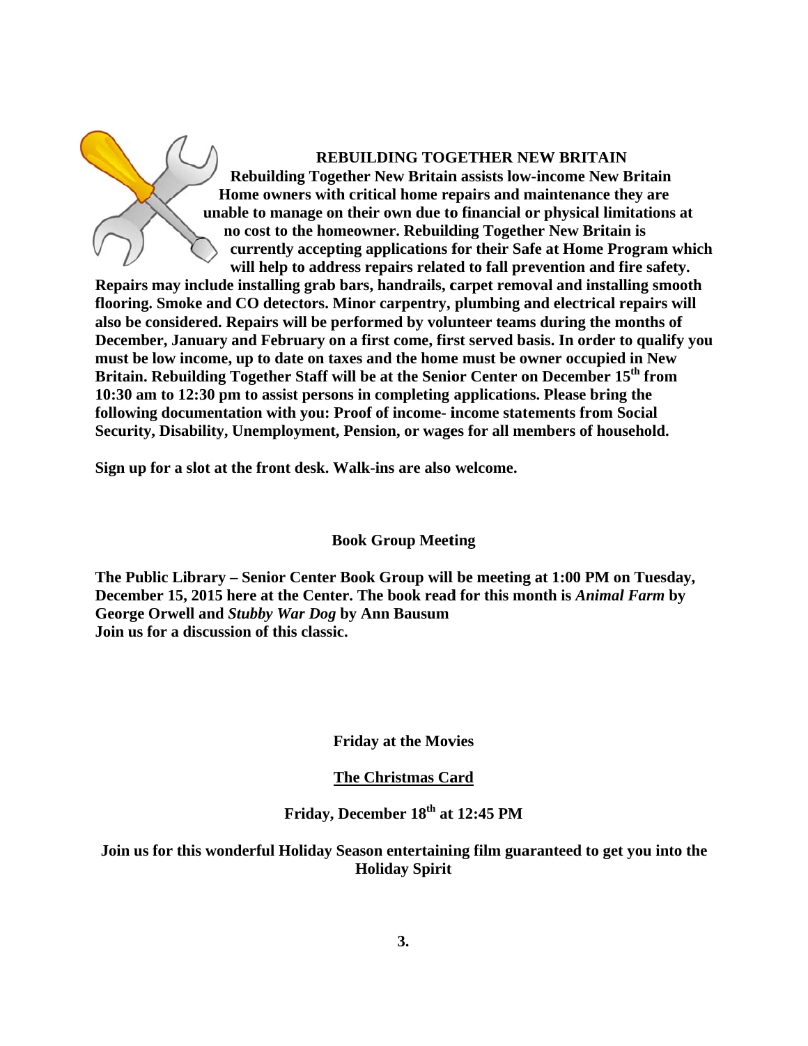## REBUILDING TOGETHER NEW BRITAIN

**Rebuilding Together New Britain assists low-income New Britain Home owners with critical home repairs and maintenance they are unable to manage on their own due to financial or physical limitations at no cost to the homeowner. Rebuilding Together New Britain is currently accepting applications for their Safe at Home Program which will help to address repairs related to fall prevention and fire safety. Repairs may include installing grab bars, handrails, carpet removal and installing smooth flooring. Smoke and CO detectors. Minor carpentry, plumbing and electrical repairs will also be considered. Repairs will be performed by volunteer teams during the months of December, January and February on a first come, first served basis. In order to qualify you must be low income, up to date on taxes and the home must be owner occupied in New Britain. Rebuilding Together Staff will be at the Senior Center on December 15th from 10:30 am to 12:30 pm to assist persons in completing applications. Please bring the following documentation with you: Proof of income- income statements from Social Security, Disability, Unemployment, Pension, or wages for all members of household.**

**Sign up for a slot at the front desk. Walk-ins are also welcome.**

## Book Group Meeting

**The Public Library – Senior Center Book Group will be meeting at 1:00 PM on Tuesday, December 15, 2015 here at the Center. The book read for this month is *Animal Farm* by George Orwell and *Stubby War Dog* by Ann Bausum**
**Join us for a discussion of this classic.**

## Friday at the Movies

**The Christmas Card**

**Friday, December 18th at 12:45 PM**

**Join us for this wonderful Holiday Season entertaining film guaranteed to get you into the Holiday Spirit**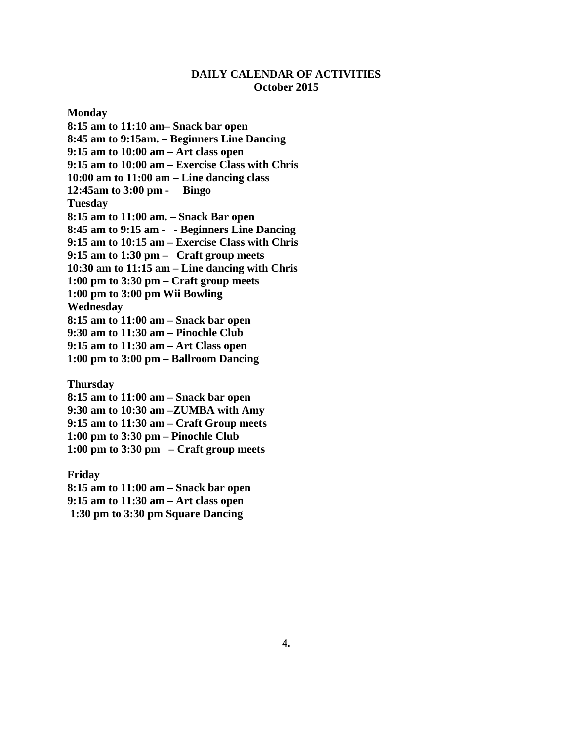**DAILY CALENDAR OF ACTIVITIES**
**October 2015**

**Monday**
**8:15 am to 11:10 am– Snack bar open**
**8:45 am to 9:15am. – Beginners Line Dancing**
**9:15 am to 10:00 am – Art class open**
**9:15 am to 10:00 am – Exercise Class with Chris**
**10:00 am to 11:00 am – Line dancing class**
**12:45am to 3:00 pm - Bingo**

**Tuesday**
**8:15 am to 11:00 am. – Snack Bar open**
**8:45 am to 9:15 am - - Beginners Line Dancing**
**9:15 am to 10:15 am – Exercise Class with Chris**
**9:15 am to 1:30 pm – Craft group meets**
**10:30 am to 11:15 am – Line dancing with Chris**
**1:00 pm to 3:30 pm – Craft group meets**
**1:00 pm to 3:00 pm Wii Bowling**

**Wednesday**
**8:15 am to 11:00 am – Snack bar open**
**9:30 am to 11:30 am – Pinochle Club**
**9:15 am to 11:30 am – Art Class open**
**1:00 pm to 3:00 pm – Ballroom Dancing**

**Thursday**
**8:15 am to 11:00 am – Snack bar open**
**9:30 am to 10:30 am –ZUMBA with Amy**
**9:15 am to 11:30 am – Craft Group meets**
**1:00 pm to 3:30 pm – Pinochle Club**
**1:00 pm to 3:30 pm – Craft group meets**

**Friday**
**8:15 am to 11:00 am – Snack bar open**
**9:15 am to 11:30 am – Art class open**
**1:30 pm to 3:30 pm Square Dancing**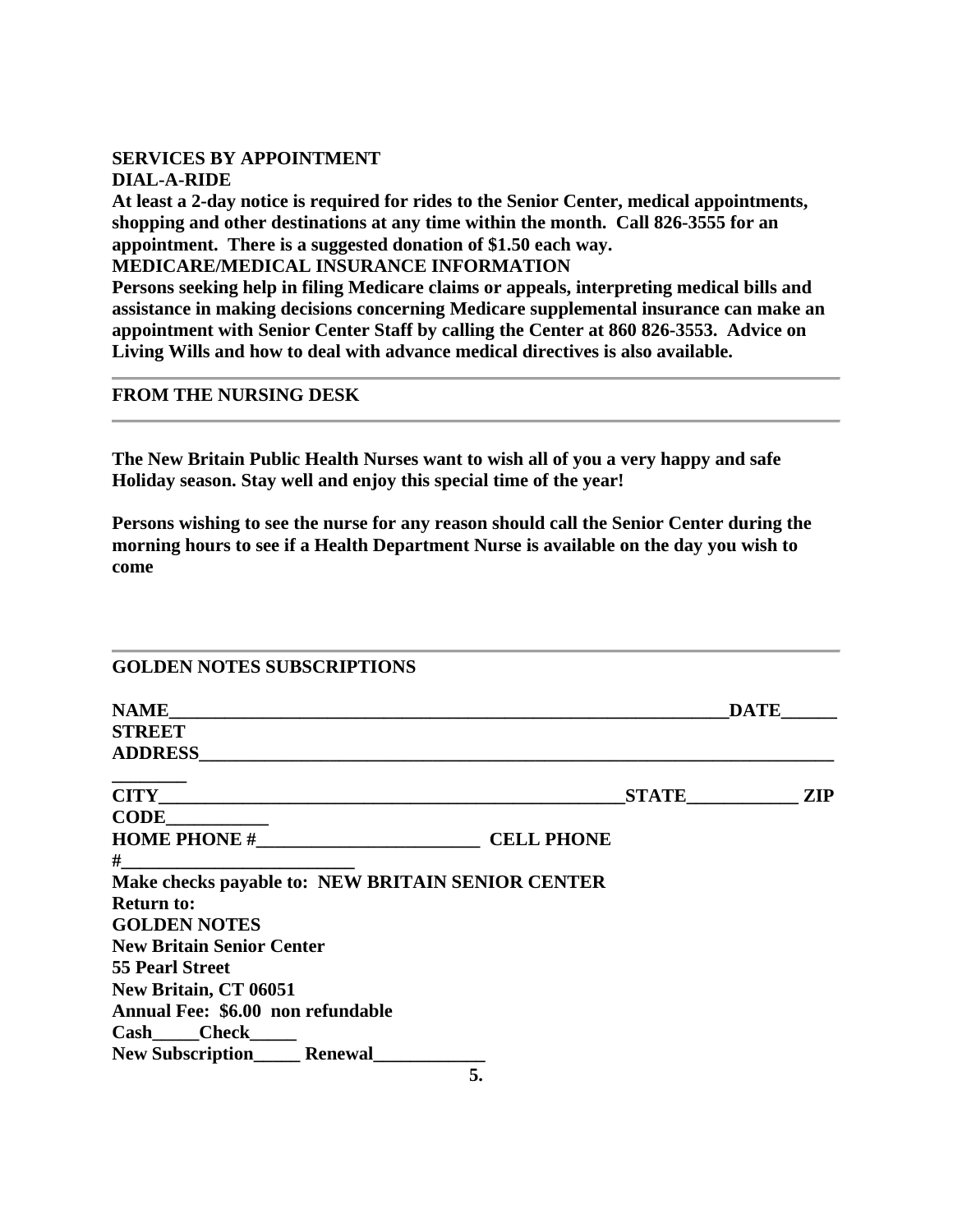**SERVICES BY APPOINTMENT**

**DIAL-A-RIDE**

**At least a 2-day notice is required for rides to the Senior Center, medical appointments, shopping and other destinations at any time within the month. Call 826-3555 for an appointment. There is a suggested donation of $1.50 each way.**

**MEDICARE/MEDICAL INSURANCE INFORMATION**

**Persons seeking help in filing Medicare claims or appeals, interpreting medical bills and assistance in making decisions concerning Medicare supplemental insurance can make an appointment with Senior Center Staff by calling the Center at 860 826-3553. Advice on Living Wills and how to deal with advance medical directives is also available.**

---

**FROM THE NURSING DESK**

---

**The New Britain Public Health Nurses want to wish all of you a very happy and safe Holiday season. Stay well and enjoy this special time of the year!**

**Persons wishing to see the nurse for any reason should call the Senior Center during the morning hours to see if a Health Department Nurse is available on the day you wish to come**

---

**GOLDEN NOTES SUBSCRIPTIONS**

**NAME_______________________________________________________________DATE______**
**STREET ADDRESS_________________________________________________________________________**
**CITY___________________________________________________STATE____________ ZIP CODE___________**
**HOME PHONE #________________________ CELL PHONE #_________________________**
**Make checks payable to: NEW BRITAIN SENIOR CENTER**
**Return to:**
**GOLDEN NOTES**
**New Britain Senior Center**
**55 Pearl Street**
**New Britain, CT 06051**
**Annual Fee: $6.00 non refundable**
**Cash_____Check_____**
**New Subscription_____ Renewal____________**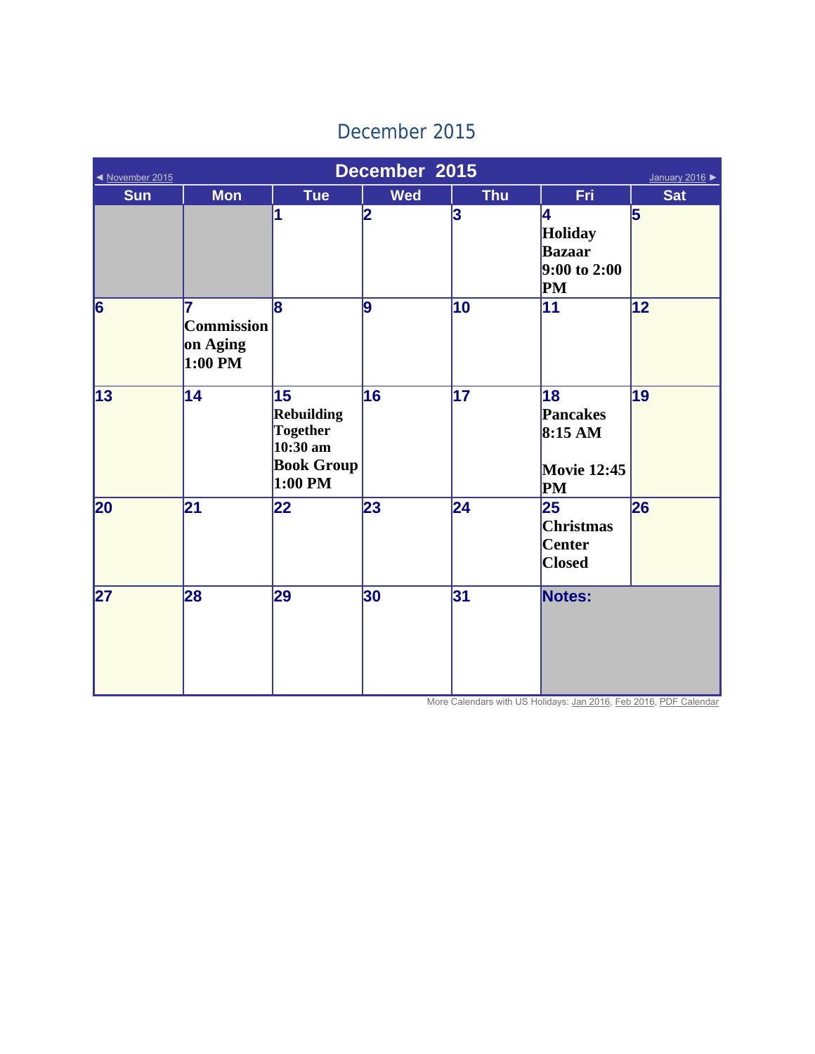# December 2015

| ◄ November 2015 | | | December 2015 | | | January 2016 ► |
|---|---|---|---|---|---|---|
| **Sun** | **Mon** | **Tue** | **Wed** | **Thu** | **Fri** | **Sat** |
| | | 1 | 2 | 3 | 4 **Holiday Bazaar 9:00 to 2:00 PM** | 5 |
| 6 | 7 **Commission on Aging 1:00 PM** | 8 | 9 | 10 | 11 | 12 |
| 13 | 14 | 15 **Rebuilding Together 10:30 am Book Group 1:00 PM** | 16 | 17 | 18 **Pancakes 8:15 AM Movie 12:45 PM** | 19 |
| 20 | 21 | 22 | 23 | 24 | 25 **Christmas Center Closed** | 26 |
| 27 | 28 | 29 | 30 | 31 | **Notes:** | |

More Calendars with US Holidays: Jan 2016, Feb 2016, PDF Calendar